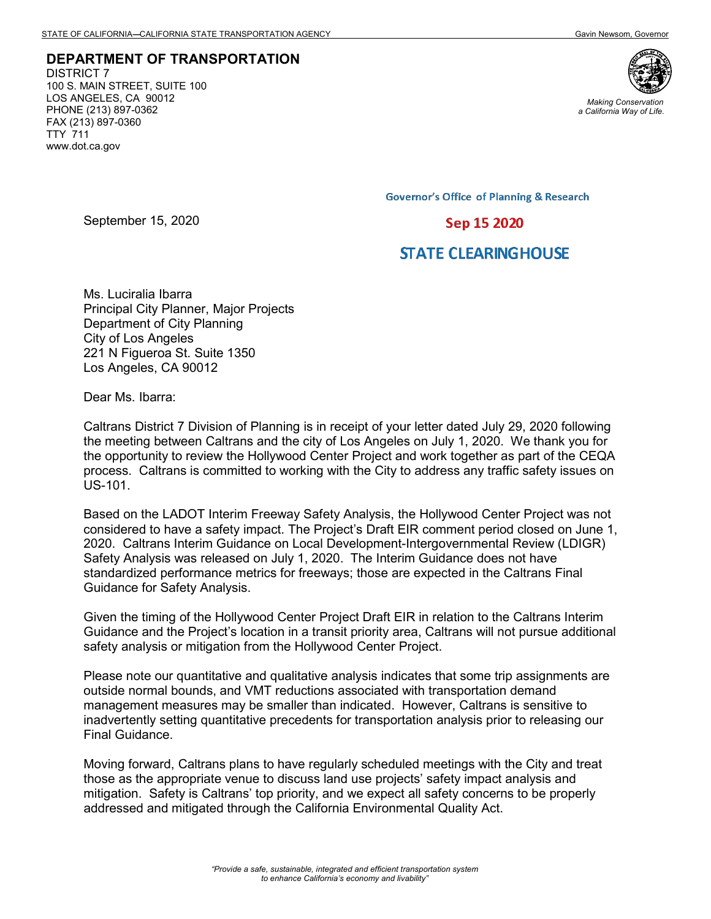STATE OF CALIFORNIA—CALIFORNIA STATE TRANSPORTATION AGENCY Gavin Newsom, Governor

**DEPARTMENT OF TRANSPORTATION**
DISTRICT 7
100 S. MAIN STREET, SUITE 100
LOS ANGELES, CA 90012
PHONE (213) 897-0362
FAX (213) 897-0360
TTY 711
www.dot.ca.gov

*Making Conservation a California Way of Life.*

Governor's Office of Planning & Research

Sep 15 2020

STATE CLEARINGHOUSE

September 15, 2020

Ms. Luciralia Ibarra
Principal City Planner, Major Projects
Department of City Planning
City of Los Angeles
221 N Figueroa St. Suite 1350
Los Angeles, CA 90012

Dear Ms. Ibarra:

Caltrans District 7 Division of Planning is in receipt of your letter dated July 29, 2020 following the meeting between Caltrans and the city of Los Angeles on July 1, 2020. We thank you for the opportunity to review the Hollywood Center Project and work together as part of the CEQA process. Caltrans is committed to working with the City to address any traffic safety issues on US-101.

Based on the LADOT Interim Freeway Safety Analysis, the Hollywood Center Project was not considered to have a safety impact. The Project's Draft EIR comment period closed on June 1, 2020. Caltrans Interim Guidance on Local Development-Intergovernmental Review (LDIGR) Safety Analysis was released on July 1, 2020. The Interim Guidance does not have standardized performance metrics for freeways; those are expected in the Caltrans Final Guidance for Safety Analysis.

Given the timing of the Hollywood Center Project Draft EIR in relation to the Caltrans Interim Guidance and the Project's location in a transit priority area, Caltrans will not pursue additional safety analysis or mitigation from the Hollywood Center Project.

Please note our quantitative and qualitative analysis indicates that some trip assignments are outside normal bounds, and VMT reductions associated with transportation demand management measures may be smaller than indicated. However, Caltrans is sensitive to inadvertently setting quantitative precedents for transportation analysis prior to releasing our Final Guidance.

Moving forward, Caltrans plans to have regularly scheduled meetings with the City and treat those as the appropriate venue to discuss land use projects' safety impact analysis and mitigation. Safety is Caltrans' top priority, and we expect all safety concerns to be properly addressed and mitigated through the California Environmental Quality Act.

*"Provide a safe, sustainable, integrated and efficient transportation system to enhance California's economy and livability"*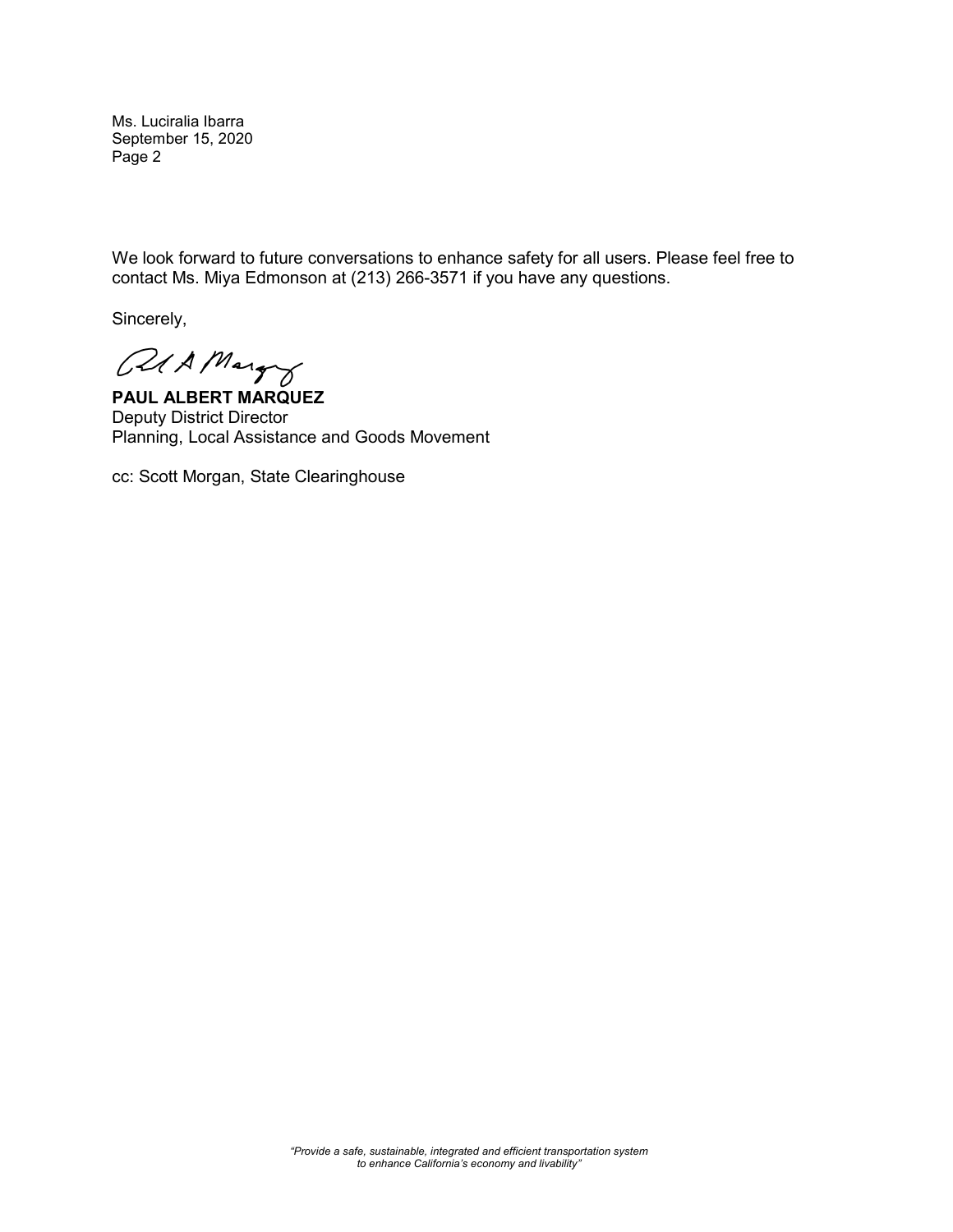Ms. Luciralia Ibarra
September 15, 2020
Page 2

We look forward to future conversations to enhance safety for all users. Please feel free to contact Ms. Miya Edmonson at (213) 266-3571 if you have any questions.

Sincerely,

**PAUL ALBERT MARQUEZ**
Deputy District Director
Planning, Local Assistance and Goods Movement

cc: Scott Morgan, State Clearinghouse